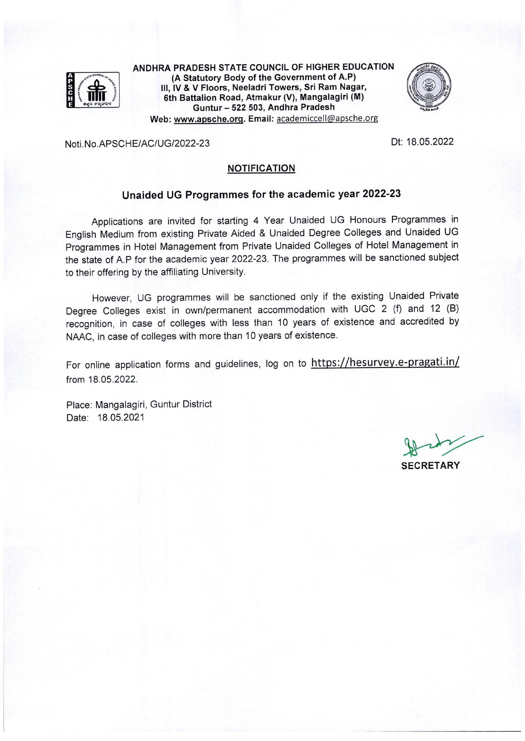**ANDHRA PRADESH STATE COUNCIL OF HIGHER EDUCATION**
**(A Statutory Body of the Government of A.P)**
**III, IV & V Floors, Neeladri Towers, Sri Ram Nagar,**
**6th Battalion Road, Atmakur (V), Mangalagiri (M)**
**Guntur – 522 503, Andhra Pradesh**
**Web: www.apsche.org. Email: academiccell@apsche.org**

Noti.No.APSCHE/AC/UG/2022-23 Dt: 18.05.2022

## NOTIFICATION

### Unaided UG Programmes for the academic year 2022-23

Applications are invited for starting 4 Year Unaided UG Honours Programmes in English Medium from existing Private Aided & Unaided Degree Colleges and Unaided UG Programmes in Hotel Management from Private Unaided Colleges of Hotel Management in the state of A.P for the academic year 2022-23. The programmes will be sanctioned subject to their offering by the affiliating University.

However, UG programmes will be sanctioned only if the existing Unaided Private Degree Colleges exist in own/permanent accommodation with UGC 2 (f) and 12 (B) recognition, in case of colleges with less than 10 years of existence and accredited by NAAC, in case of colleges with more than 10 years of existence.

For online application forms and guidelines, log on to https://hesurvey.e-pragati.in/ from 18.05.2022.

Place: Mangalagiri, Guntur District
Date: 18.05.2021

**SECRETARY**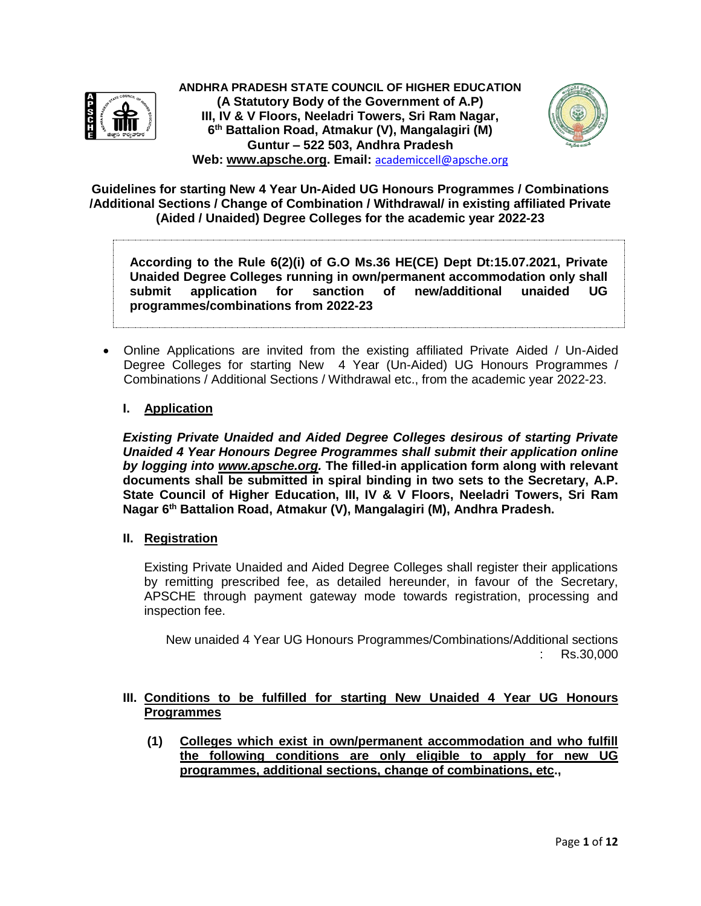**ANDHRA PRADESH STATE COUNCIL OF HIGHER EDUCATION**
**(A Statutory Body of the Government of A.P)**
**III, IV & V Floors, Neeladri Towers, Sri Ram Nagar,**
**6th Battalion Road, Atmakur (V), Mangalagiri (M)**
**Guntur – 522 503, Andhra Pradesh**
**Web: www.apsche.org. Email:** academiccell@apsche.org

# Guidelines for starting New 4 Year Un-Aided UG Honours Programmes / Combinations /Additional Sections / Change of Combination / Withdrawal/ in existing affiliated Private (Aided / Unaided) Degree Colleges for the academic year 2022-23

**According to the Rule 6(2)(i) of G.O Ms.36 HE(CE) Dept Dt:15.07.2021, Private Unaided Degree Colleges running in own/permanent accommodation only shall submit application for sanction of new/additional unaided UG programmes/combinations from 2022-23**

- Online Applications are invited from the existing affiliated Private Aided / Un-Aided Degree Colleges for starting New 4 Year (Un-Aided) UG Honours Programmes / Combinations / Additional Sections / Withdrawal etc., from the academic year 2022-23.

## I. Application

***Existing Private Unaided and Aided Degree Colleges desirous of starting Private Unaided 4 Year Honours Degree Programmes shall submit their application online by logging into www.apsche.org.*** **The filled-in application form along with relevant documents shall be submitted in spiral binding in two sets to the Secretary, A.P. State Council of Higher Education, III, IV & V Floors, Neeladri Towers, Sri Ram Nagar 6th Battalion Road, Atmakur (V), Mangalagiri (M), Andhra Pradesh.**

## II. Registration

Existing Private Unaided and Aided Degree Colleges shall register their applications by remitting prescribed fee, as detailed hereunder, in favour of the Secretary, APSCHE through payment gateway mode towards registration, processing and inspection fee.

New unaided 4 Year UG Honours Programmes/Combinations/Additional sections : Rs.30,000

## III. Conditions to be fulfilled for starting New Unaided 4 Year UG Honours Programmes

**(1) Colleges which exist in own/permanent accommodation and who fulfill the following conditions are only eligible to apply for new UG programmes, additional sections, change of combinations, etc.,**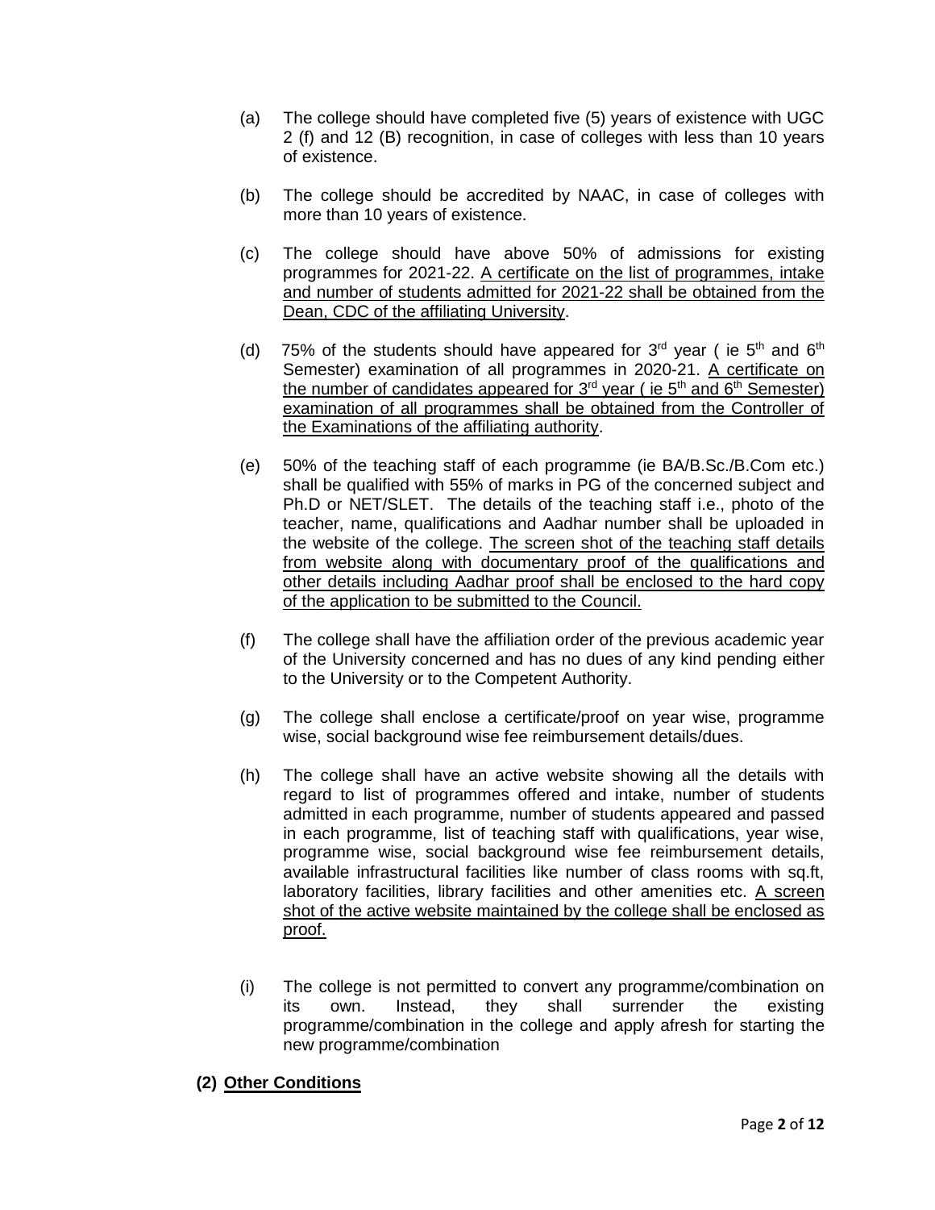(a) The college should have completed five (5) years of existence with UGC 2 (f) and 12 (B) recognition, in case of colleges with less than 10 years of existence.

(b) The college should be accredited by NAAC, in case of colleges with more than 10 years of existence.

(c) The college should have above 50% of admissions for existing programmes for 2021-22. <u>A certificate on the list of programmes, intake and number of students admitted for 2021-22 shall be obtained from the Dean, CDC of the affiliating University</u>.

(d) 75% of the students should have appeared for 3rd year ( ie 5th and 6th Semester) examination of all programmes in 2020-21. <u>A certificate on the number of candidates appeared for 3rd year ( ie 5th and 6th Semester) examination of all programmes shall be obtained from the Controller of the Examinations of the affiliating authority</u>.

(e) 50% of the teaching staff of each programme (ie BA/B.Sc./B.Com etc.) shall be qualified with 55% of marks in PG of the concerned subject and Ph.D or NET/SLET. The details of the teaching staff i.e., photo of the teacher, name, qualifications and Aadhar number shall be uploaded in the website of the college. <u>The screen shot of the teaching staff details from website along with documentary proof of the qualifications and other details including Aadhar proof shall be enclosed to the hard copy of the application to be submitted to the Council.</u>

(f) The college shall have the affiliation order of the previous academic year of the University concerned and has no dues of any kind pending either to the University or to the Competent Authority.

(g) The college shall enclose a certificate/proof on year wise, programme wise, social background wise fee reimbursement details/dues.

(h) The college shall have an active website showing all the details with regard to list of programmes offered and intake, number of students admitted in each programme, number of students appeared and passed in each programme, list of teaching staff with qualifications, year wise, programme wise, social background wise fee reimbursement details, available infrastructural facilities like number of class rooms with sq.ft, laboratory facilities, library facilities and other amenities etc. <u>A screen shot of the active website maintained by the college shall be enclosed as proof.</u>

(i) The college is not permitted to convert any programme/combination on its own. Instead, they shall surrender the existing programme/combination in the college and apply afresh for starting the new programme/combination

**(2) <u>Other Conditions</u>**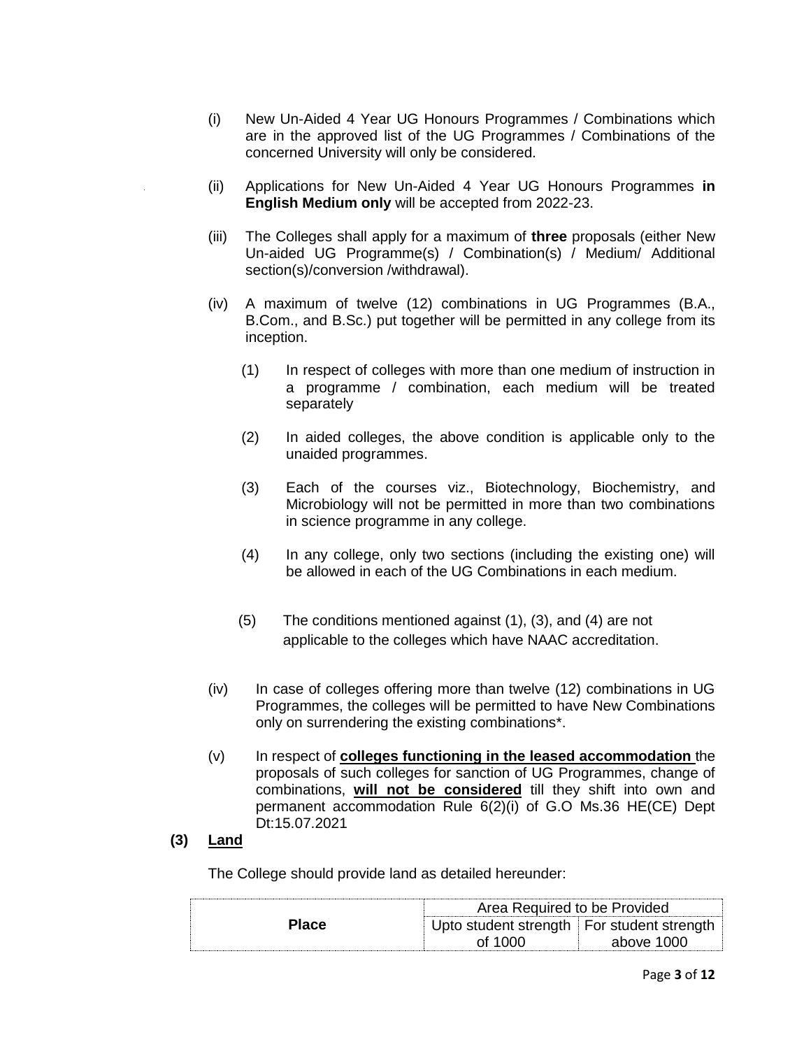(i) New Un-Aided 4 Year UG Honours Programmes / Combinations which are in the approved list of the UG Programmes / Combinations of the concerned University will only be considered.

(ii) Applications for New Un-Aided 4 Year UG Honours Programmes **in English Medium only** will be accepted from 2022-23.

(iii) The Colleges shall apply for a maximum of **three** proposals (either New Un-aided UG Programme(s) / Combination(s) / Medium/ Additional section(s)/conversion /withdrawal).

(iv) A maximum of twelve (12) combinations in UG Programmes (B.A., B.Com., and B.Sc.) put together will be permitted in any college from its inception.

   (1) In respect of colleges with more than one medium of instruction in a programme / combination, each medium will be treated separately

   (2) In aided colleges, the above condition is applicable only to the unaided programmes.

   (3) Each of the courses viz., Biotechnology, Biochemistry, and Microbiology will not be permitted in more than two combinations in science programme in any college.

   (4) In any college, only two sections (including the existing one) will be allowed in each of the UG Combinations in each medium.

   (5) The conditions mentioned against (1), (3), and (4) are not applicable to the colleges which have NAAC accreditation.

(iv) In case of colleges offering more than twelve (12) combinations in UG Programmes, the colleges will be permitted to have New Combinations only on surrendering the existing combinations*.

(v) In respect of **<u>colleges functioning in the leased accommodation</u>** the proposals of such colleges for sanction of UG Programmes, change of combinations, **<u>will not be considered</u>** till they shift into own and permanent accommodation Rule 6(2)(i) of G.O Ms.36 HE(CE) Dept Dt:15.07.2021

**(3) <u>Land</u>**

The College should provide land as detailed hereunder:

| Place | Area Required to be Provided | |
|---|---|---|
| | Upto student strength of 1000 | For student strength above 1000 |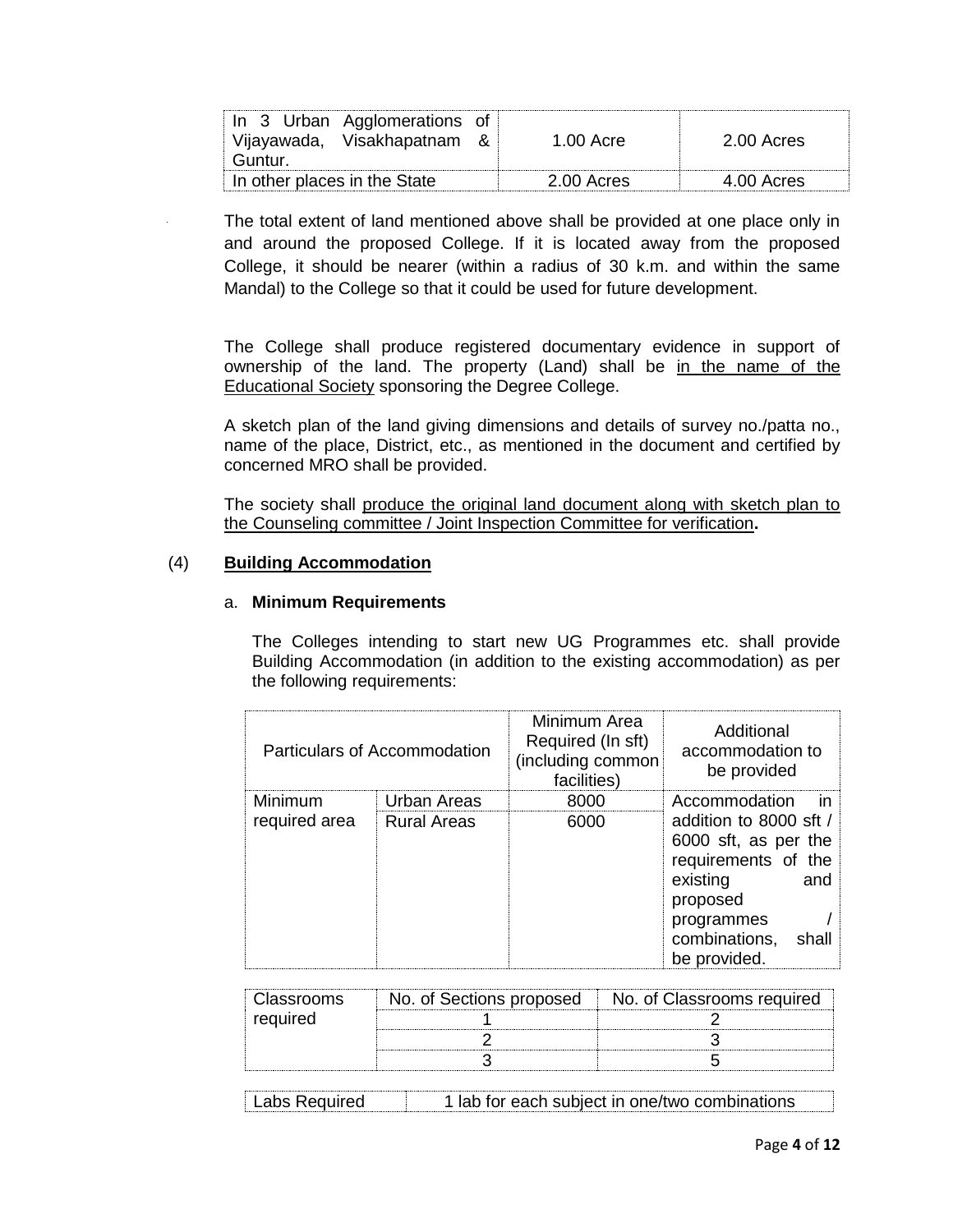| In 3 Urban Agglomerations of Vijayawada, Visakhapatnam & Guntur. | 1.00 Acre | 2.00 Acres |
|---|---|---|
| In other places in the State | 2.00 Acres | 4.00 Acres |

The total extent of land mentioned above shall be provided at one place only in and around the proposed College. If it is located away from the proposed College, it should be nearer (within a radius of 30 k.m. and within the same Mandal) to the College so that it could be used for future development.

The College shall produce registered documentary evidence in support of ownership of the land. The property (Land) shall be <u>in the name of the Educational Society</u> sponsoring the Degree College.

A sketch plan of the land giving dimensions and details of survey no./patta no., name of the place, District, etc., as mentioned in the document and certified by concerned MRO shall be provided.

The society shall <u>produce the original land document along with sketch plan to the Counseling committee / Joint Inspection Committee for verification</u>**.**

(4) **<u>Building Accommodation</u>**

a. **Minimum Requirements**

The Colleges intending to start new UG Programmes etc. shall provide Building Accommodation (in addition to the existing accommodation) as per the following requirements:

| Particulars of Accommodation | | Minimum Area Required (In sft) (including common facilities) | Additional accommodation to be provided |
|---|---|---|---|
| Minimum required area | Urban Areas | 8000 | Accommodation in addition to 8000 sft / 6000 sft, as per the requirements of the existing and proposed programmes / combinations, shall be provided. |
| | Rural Areas | 6000 | |

| Classrooms required | No. of Sections proposed | No. of Classrooms required |
|---|---|---|
| | 1 | 2 |
| | 2 | 3 |
| | 3 | 5 |

| Labs Required | 1 lab for each subject in one/two combinations |
|---|---|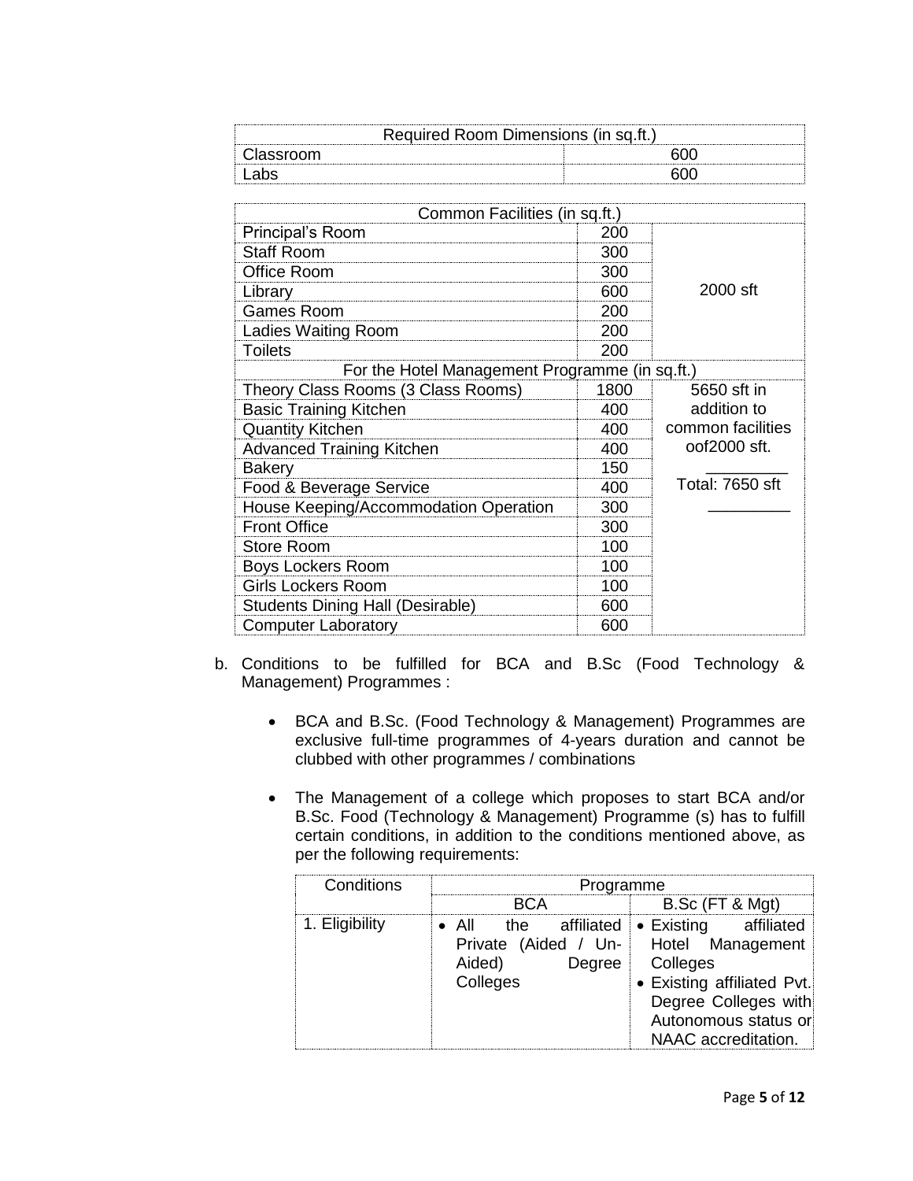| Required Room Dimensions (in sq.ft.) | |
|---|---|
| Classroom | 600 |
| Labs | 600 |

| Common Facilities (in sq.ft.) | | |
|---|---|---|
| Principal's Room | 200 | 2000 sft |
| Staff Room | 300 | |
| Office Room | 300 | |
| Library | 600 | |
| Games Room | 200 | |
| Ladies Waiting Room | 200 | |
| Toilets | 200 | |
| For the Hotel Management Programme (in sq.ft.) | | |
| Theory Class Rooms (3 Class Rooms) | 1800 | 5650 sft in addition to common facilities oof2000 sft. Total: 7650 sft |
| Basic Training Kitchen | 400 | |
| Quantity Kitchen | 400 | |
| Advanced Training Kitchen | 400 | |
| Bakery | 150 | |
| Food & Beverage Service | 400 | |
| House Keeping/Accommodation Operation | 300 | |
| Front Office | 300 | |
| Store Room | 100 | |
| Boys Lockers Room | 100 | |
| Girls Lockers Room | 100 | |
| Students Dining Hall (Desirable) | 600 | |
| Computer Laboratory | 600 | |

b. Conditions to be fulfilled for BCA and B.Sc (Food Technology & Management) Programmes :

- BCA and B.Sc. (Food Technology & Management) Programmes are exclusive full-time programmes of 4-years duration and cannot be clubbed with other programmes / combinations

- The Management of a college which proposes to start BCA and/or B.Sc. Food (Technology & Management) Programme (s) has to fulfill certain conditions, in addition to the conditions mentioned above, as per the following requirements:

| Conditions | Programme | |
|---|---|---|
| | BCA | B.Sc (FT & Mgt) |
| 1. Eligibility | • All the affiliated Private (Aided / Un-Aided) Degree Colleges | • Existing affiliated Hotel Management Colleges<br>• Existing affiliated Pvt. Degree Colleges with Autonomous status or NAAC accreditation. |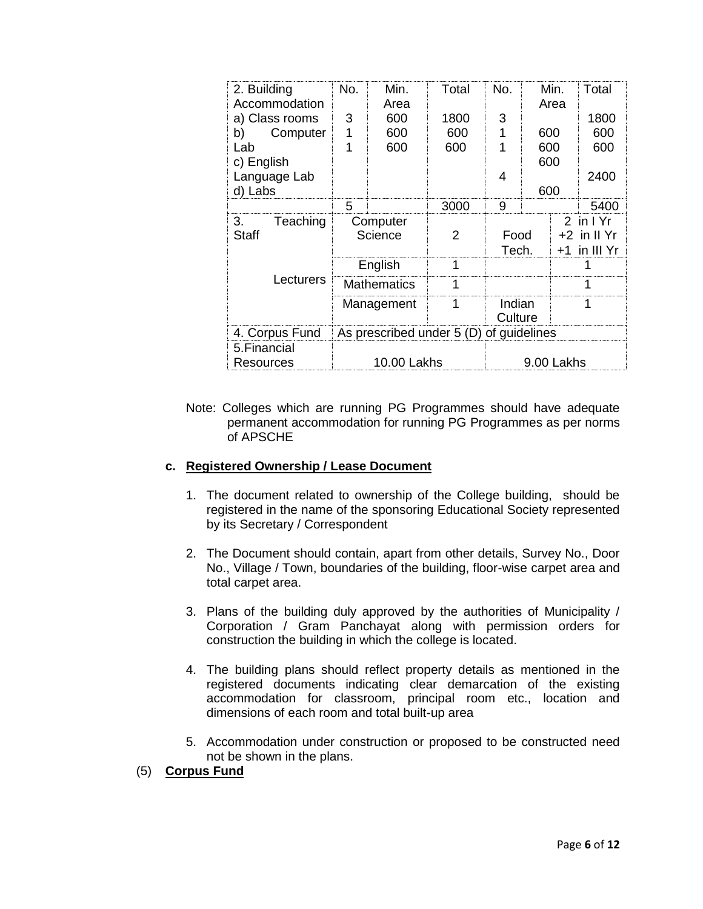| 2. Building Accommodation | No. | Min. Area | Total | No. | Min. Area | Total |
|---|---|---|---|---|---|---|
| a) Class rooms | 3 | 600 | 1800 | 3 | | 1800 |
| b) Computer Lab | 1 | 600 | 600 | 1 | 600 | 600 |
| c) English Language Lab | 1 | 600 | 600 | 1 | 600 | 600 |
| d) Labs | | | | 4 | 600 | 2400 |
| | | | | | 600 | |
| | 5 | | 3000 | 9 | | 5400 |
| 3. Teaching Staff | Computer Science | | 2 | Food Tech. | | 2 in I Yr +2 in II Yr +1 in III Yr |
| Lecturers | English | | 1 | | | 1 |
| | Mathematics | | 1 | | | 1 |
| | Management | | 1 | Indian Culture | | 1 |
| 4. Corpus Fund | As prescribed under 5 (D) of guidelines | | | | | |
| 5.Financial Resources | 10.00 Lakhs | | | 9.00 Lakhs | | |

Note: Colleges which are running PG Programmes should have adequate permanent accommodation for running PG Programmes as per norms of APSCHE

**c. Registered Ownership / Lease Document**

1. The document related to ownership of the College building, should be registered in the name of the sponsoring Educational Society represented by its Secretary / Correspondent

2. The Document should contain, apart from other details, Survey No., Door No., Village / Town, boundaries of the building, floor-wise carpet area and total carpet area.

3. Plans of the building duly approved by the authorities of Municipality / Corporation / Gram Panchayat along with permission orders for construction the building in which the college is located.

4. The building plans should reflect property details as mentioned in the registered documents indicating clear demarcation of the existing accommodation for classroom, principal room etc., location and dimensions of each room and total built-up area

5. Accommodation under construction or proposed to be constructed need not be shown in the plans.

(5) **Corpus Fund**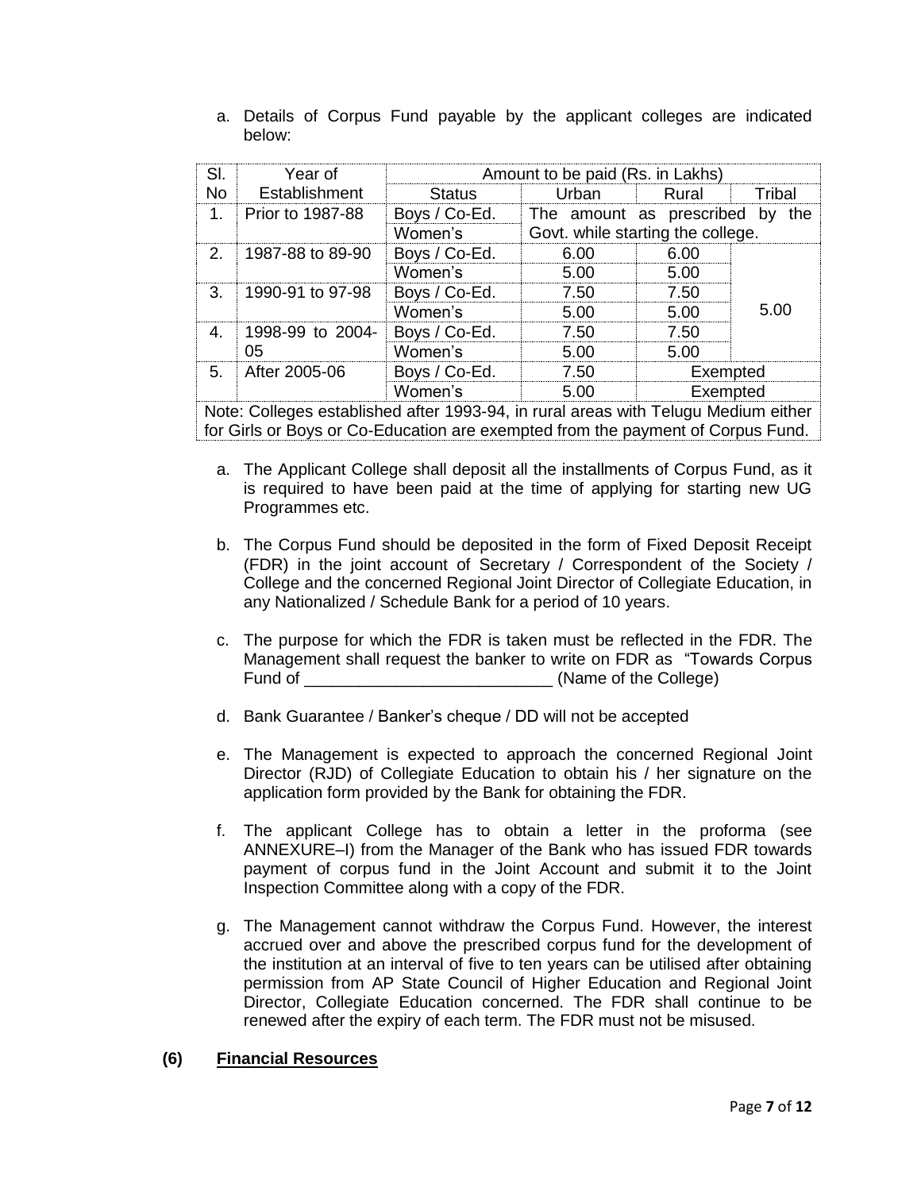a. Details of Corpus Fund payable by the applicant colleges are indicated below:

| Sl. No | Year of Establishment | Amount to be paid (Rs. in Lakhs) | | | |
|---|---|---|---|---|---|
| | | Status | Urban | Rural | Tribal |
| 1. | Prior to 1987-88 | Boys / Co-Ed. | The amount as prescribed by the Govt. while starting the college. | | |
| | | Women's | | | |
| 2. | 1987-88 to 89-90 | Boys / Co-Ed. | 6.00 | 6.00 | 5.00 |
| | | Women's | 5.00 | 5.00 | |
| 3. | 1990-91 to 97-98 | Boys / Co-Ed. | 7.50 | 7.50 | |
| | | Women's | 5.00 | 5.00 | |
| 4. | 1998-99 to 2004-05 | Boys / Co-Ed. | 7.50 | 7.50 | |
| | | Women's | 5.00 | 5.00 | |
| 5. | After 2005-06 | Boys / Co-Ed. | 7.50 | Exempted | |
| | | Women's | 5.00 | Exempted | |
| Note: Colleges established after 1993-94, in rural areas with Telugu Medium either for Girls or Boys or Co-Education are exempted from the payment of Corpus Fund. | | | | | |

a. The Applicant College shall deposit all the installments of Corpus Fund, as it is required to have been paid at the time of applying for starting new UG Programmes etc.

b. The Corpus Fund should be deposited in the form of Fixed Deposit Receipt (FDR) in the joint account of Secretary / Correspondent of the Society / College and the concerned Regional Joint Director of Collegiate Education, in any Nationalized / Schedule Bank for a period of 10 years.

c. The purpose for which the FDR is taken must be reflected in the FDR. The Management shall request the banker to write on FDR as "Towards Corpus Fund of ___________________________ (Name of the College)

d. Bank Guarantee / Banker's cheque / DD will not be accepted

e. The Management is expected to approach the concerned Regional Joint Director (RJD) of Collegiate Education to obtain his / her signature on the application form provided by the Bank for obtaining the FDR.

f. The applicant College has to obtain a letter in the proforma (see ANNEXURE–I) from the Manager of the Bank who has issued FDR towards payment of corpus fund in the Joint Account and submit it to the Joint Inspection Committee along with a copy of the FDR.

g. The Management cannot withdraw the Corpus Fund. However, the interest accrued over and above the prescribed corpus fund for the development of the institution at an interval of five to ten years can be utilised after obtaining permission from AP State Council of Higher Education and Regional Joint Director, Collegiate Education concerned. The FDR shall continue to be renewed after the expiry of each term. The FDR must not be misused.

**(6) <u>Financial Resources</u>**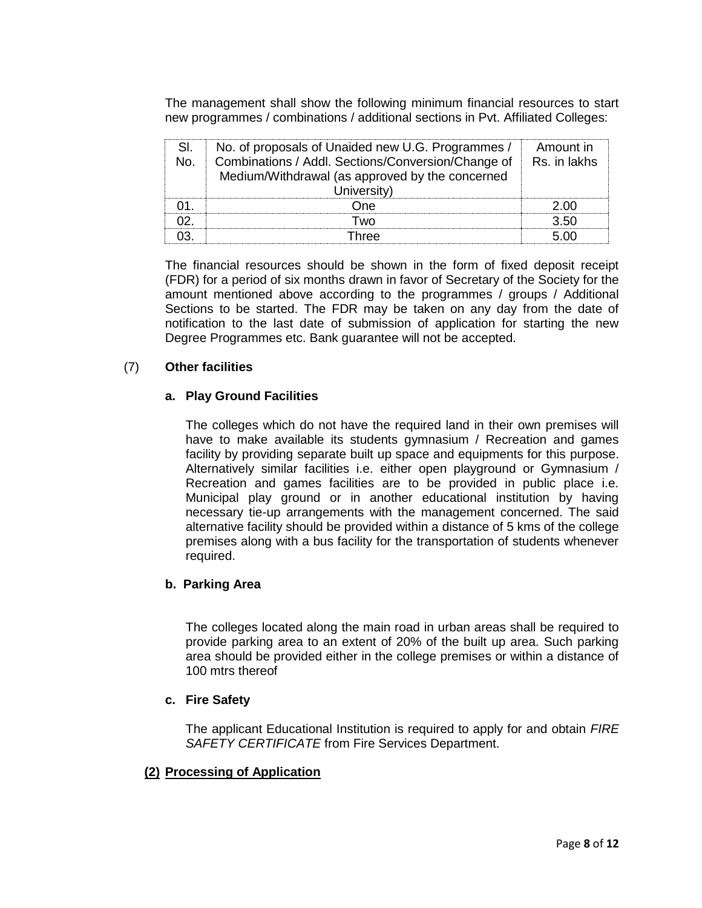The management shall show the following minimum financial resources to start new programmes / combinations / additional sections in Pvt. Affiliated Colleges:

| Sl. No. | No. of proposals of Unaided new U.G. Programmes / Combinations / Addl. Sections/Conversion/Change of Medium/Withdrawal (as approved by the concerned University) | Amount in Rs. in lakhs |
|---|---|---|
| 01. | One | 2.00 |
| 02. | Two | 3.50 |
| 03. | Three | 5.00 |

The financial resources should be shown in the form of fixed deposit receipt (FDR) for a period of six months drawn in favor of Secretary of the Society for the amount mentioned above according to the programmes / groups / Additional Sections to be started. The FDR may be taken on any day from the date of notification to the last date of submission of application for starting the new Degree Programmes etc. Bank guarantee will not be accepted.

(7) **Other facilities**

**a. Play Ground Facilities**

The colleges which do not have the required land in their own premises will have to make available its students gymnasium / Recreation and games facility by providing separate built up space and equipments for this purpose. Alternatively similar facilities i.e. either open playground or Gymnasium / Recreation and games facilities are to be provided in public place i.e. Municipal play ground or in another educational institution by having necessary tie-up arrangements with the management concerned. The said alternative facility should be provided within a distance of 5 kms of the college premises along with a bus facility for the transportation of students whenever required.

**b. Parking Area**

The colleges located along the main road in urban areas shall be required to provide parking area to an extent of 20% of the built up area. Such parking area should be provided either in the college premises or within a distance of 100 mtrs thereof

**c. Fire Safety**

The applicant Educational Institution is required to apply for and obtain *FIRE SAFETY CERTIFICATE* from Fire Services Department.

**(2) Processing of Application**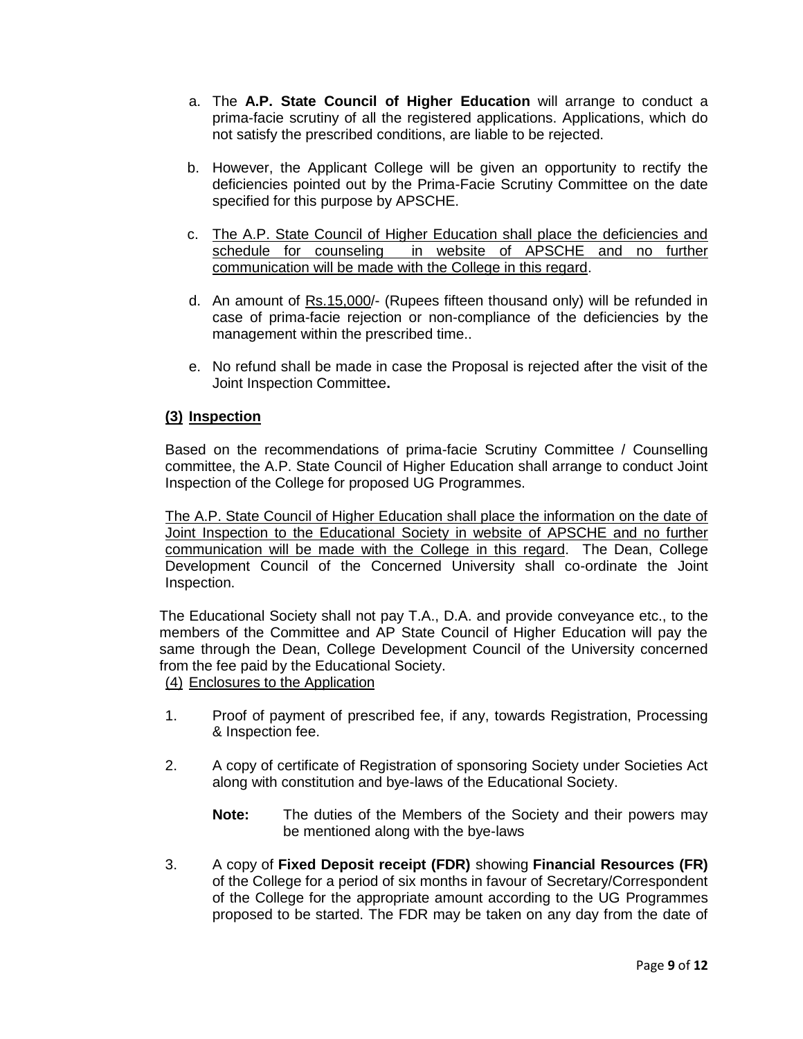a. The **A.P. State Council of Higher Education** will arrange to conduct a prima-facie scrutiny of all the registered applications. Applications, which do not satisfy the prescribed conditions, are liable to be rejected.

b. However, the Applicant College will be given an opportunity to rectify the deficiencies pointed out by the Prima-Facie Scrutiny Committee on the date specified for this purpose by APSCHE.

c. The A.P. State Council of Higher Education shall place the deficiencies and schedule for counseling in website of APSCHE and no further communication will be made with the College in this regard.

d. An amount of Rs.15,000/- (Rupees fifteen thousand only) will be refunded in case of prima-facie rejection or non-compliance of the deficiencies by the management within the prescribed time..

e. No refund shall be made in case the Proposal is rejected after the visit of the Joint Inspection Committee**.**

**(3) Inspection**

Based on the recommendations of prima-facie Scrutiny Committee / Counselling committee, the A.P. State Council of Higher Education shall arrange to conduct Joint Inspection of the College for proposed UG Programmes.

The A.P. State Council of Higher Education shall place the information on the date of Joint Inspection to the Educational Society in website of APSCHE and no further communication will be made with the College in this regard. The Dean, College Development Council of the Concerned University shall co-ordinate the Joint Inspection.

The Educational Society shall not pay T.A., D.A. and provide conveyance etc., to the members of the Committee and AP State Council of Higher Education will pay the same through the Dean, College Development Council of the University concerned from the fee paid by the Educational Society.

(4) Enclosures to the Application

1. Proof of payment of prescribed fee, if any, towards Registration, Processing & Inspection fee.

2. A copy of certificate of Registration of sponsoring Society under Societies Act along with constitution and bye-laws of the Educational Society.

   **Note:** The duties of the Members of the Society and their powers may be mentioned along with the bye-laws

3. A copy of **Fixed Deposit receipt (FDR)** showing **Financial Resources (FR)** of the College for a period of six months in favour of Secretary/Correspondent of the College for the appropriate amount according to the UG Programmes proposed to be started. The FDR may be taken on any day from the date of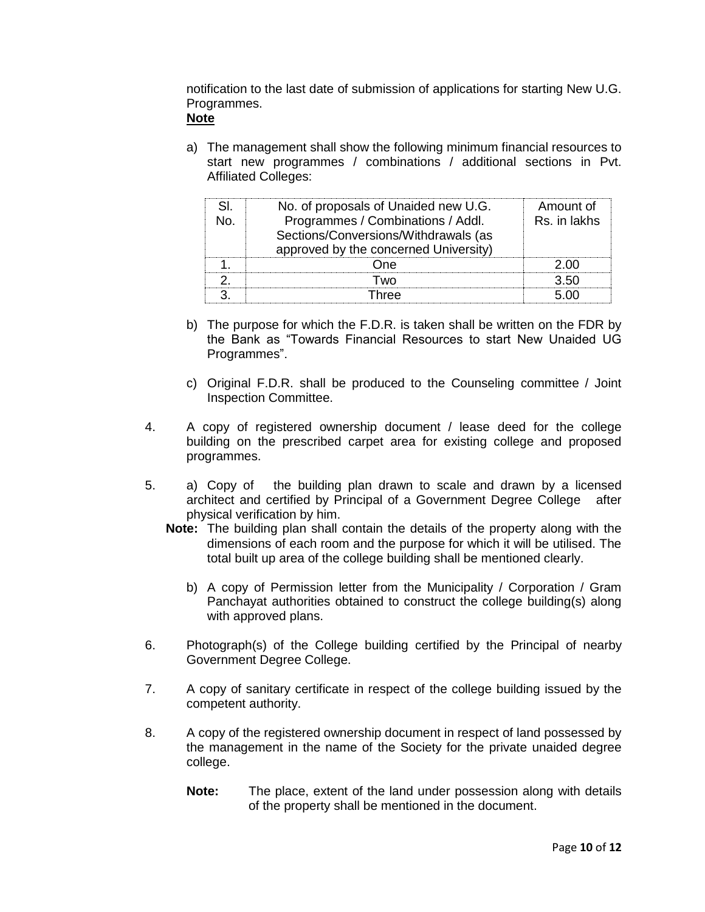notification to the last date of submission of applications for starting New U.G. Programmes.

**Note**

a) The management shall show the following minimum financial resources to start new programmes / combinations / additional sections in Pvt. Affiliated Colleges:

| Sl. No. | No. of proposals of Unaided new U.G. Programmes / Combinations / Addl. Sections/Conversions/Withdrawals (as approved by the concerned University) | Amount of Rs. in lakhs |
|---|---|---|
| 1. | One | 2.00 |
| 2. | Two | 3.50 |
| 3. | Three | 5.00 |

b) The purpose for which the F.D.R. is taken shall be written on the FDR by the Bank as "Towards Financial Resources to start New Unaided UG Programmes".

c) Original F.D.R. shall be produced to the Counseling committee / Joint Inspection Committee.

4. A copy of registered ownership document / lease deed for the college building on the prescribed carpet area for existing college and proposed programmes.

5. a) Copy of the building plan drawn to scale and drawn by a licensed architect and certified by Principal of a Government Degree College after physical verification by him.

   **Note:** The building plan shall contain the details of the property along with the dimensions of each room and the purpose for which it will be utilised. The total built up area of the college building shall be mentioned clearly.

   b) A copy of Permission letter from the Municipality / Corporation / Gram Panchayat authorities obtained to construct the college building(s) along with approved plans.

6. Photograph(s) of the College building certified by the Principal of nearby Government Degree College.

7. A copy of sanitary certificate in respect of the college building issued by the competent authority.

8. A copy of the registered ownership document in respect of land possessed by the management in the name of the Society for the private unaided degree college.

   **Note:** The place, extent of the land under possession along with details of the property shall be mentioned in the document.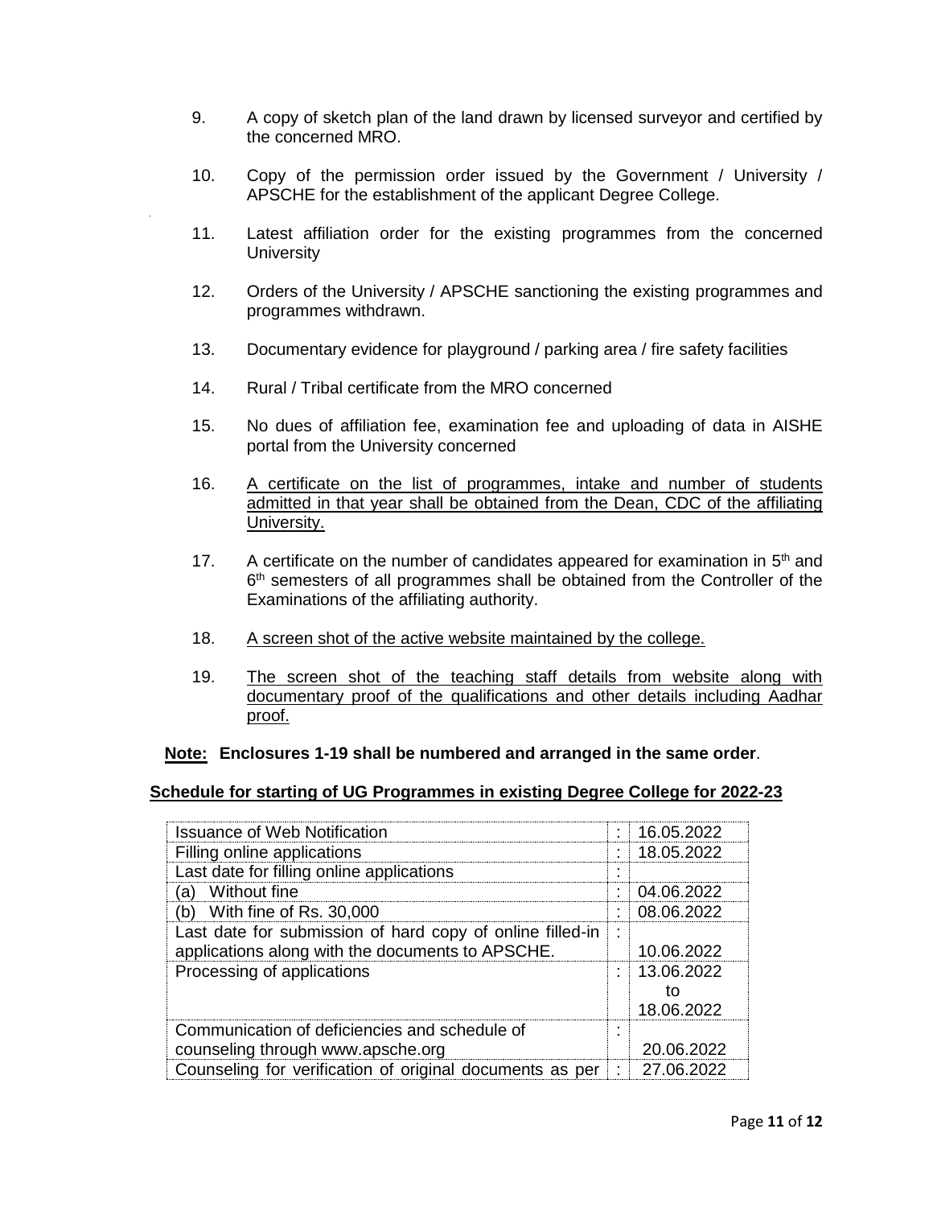9. A copy of sketch plan of the land drawn by licensed surveyor and certified by the concerned MRO.

10. Copy of the permission order issued by the Government / University / APSCHE for the establishment of the applicant Degree College.

11. Latest affiliation order for the existing programmes from the concerned University

12. Orders of the University / APSCHE sanctioning the existing programmes and programmes withdrawn.

13. Documentary evidence for playground / parking area / fire safety facilities

14. Rural / Tribal certificate from the MRO concerned

15. No dues of affiliation fee, examination fee and uploading of data in AISHE portal from the University concerned

16. <u>A certificate on the list of programmes, intake and number of students admitted in that year shall be obtained from the Dean, CDC of the affiliating University.</u>

17. A certificate on the number of candidates appeared for examination in 5th and 6th semesters of all programmes shall be obtained from the Controller of the Examinations of the affiliating authority.

18. <u>A screen shot of the active website maintained by the college.</u>

19. <u>The screen shot of the teaching staff details from website along with documentary proof of the qualifications and other details including Aadhar proof.</u>

**<u>Note:</u> Enclosures 1-19 shall be numbered and arranged in the same order**.

**<u>Schedule for starting of UG Programmes in existing Degree College for 2022-23</u>**

| | | |
|---|---|---|
| Issuance of Web Notification | : | 16.05.2022 |
| Filling online applications | : | 18.05.2022 |
| Last date for filling online applications | : | |
| (a) Without fine | : | 04.06.2022 |
| (b) With fine of Rs. 30,000 | : | 08.06.2022 |
| Last date for submission of hard copy of online filled-in applications along with the documents to APSCHE. | : | 10.06.2022 |
| Processing of applications | : | 13.06.2022 to 18.06.2022 |
| Communication of deficiencies and schedule of counseling through www.apsche.org | : | 20.06.2022 |
| Counseling for verification of original documents as per | : | 27.06.2022 |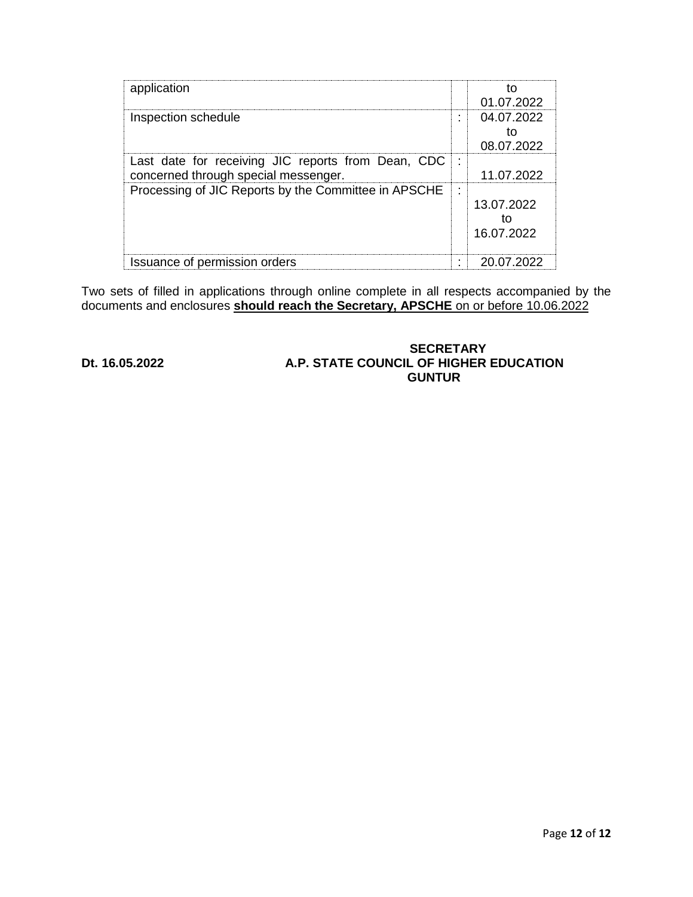| | | |
|---|---|---|
| application | | to 01.07.2022 |
| Inspection schedule | : | 04.07.2022 to 08.07.2022 |
| Last date for receiving JIC reports from Dean, CDC concerned through special messenger. | : | 11.07.2022 |
| Processing of JIC Reports by the Committee in APSCHE | : | 13.07.2022 to 16.07.2022 |
| Issuance of permission orders | : | 20.07.2022 |

Two sets of filled in applications through online complete in all respects accompanied by the documents and enclosures **should reach the Secretary, APSCHE** on or before 10.06.2022

**Dt. 16.05.2022**

**SECRETARY**
**A.P. STATE COUNCIL OF HIGHER EDUCATION**
**GUNTUR**